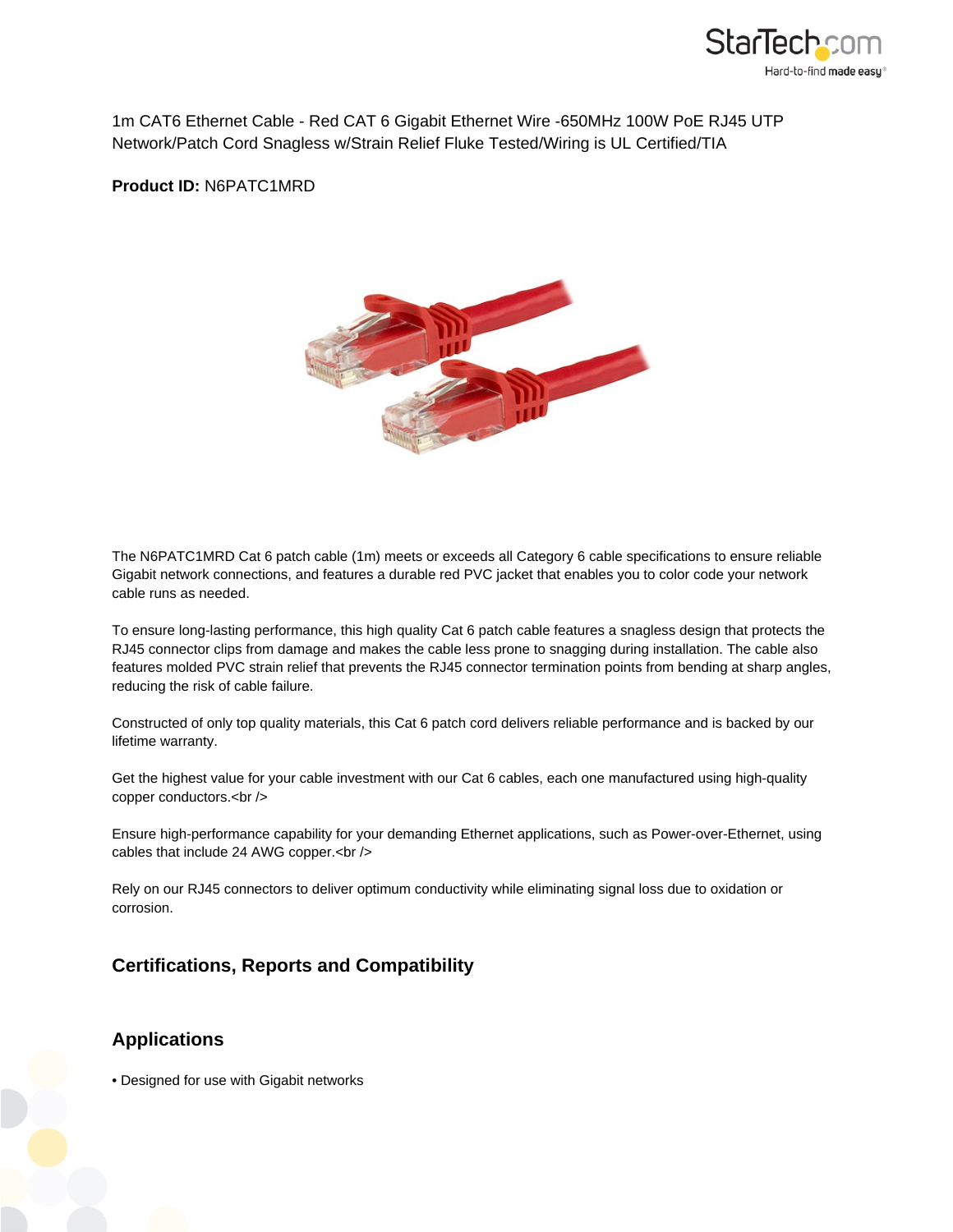1m CAT6 Ethernet Cable - Red CAT 6 Gigabit Ethernet Wire -650MHz 100W PoE RJ45 UTP Network/Patch Cord Snagless w/Strain Relief Fluke Tested/Wiring is UL Certified/TIA

**Product ID:** N6PATC1MRD

The N6PATC1MRD Cat 6 patch cable (1m) meets or exceeds all Category 6 cable specifications to ensure reliable Gigabit network connections, and features a durable red PVC jacket that enables you to color code your network cable runs as needed.

To ensure long-lasting performance, this high quality Cat 6 patch cable features a snagless design that protects the RJ45 connector clips from damage and makes the cable less prone to snagging during installation. The cable also features molded PVC strain relief that prevents the RJ45 connector termination points from bending at sharp angles, reducing the risk of cable failure.

Constructed of only top quality materials, this Cat 6 patch cord delivers reliable performance and is backed by our lifetime warranty.

Get the highest value for your cable investment with our Cat 6 cables, each one manufactured using high-quality copper conductors.<br />

Ensure high-performance capability for your demanding Ethernet applications, such as Power-over-Ethernet, using cables that include 24 AWG copper.<br />

Rely on our RJ45 connectors to deliver optimum conductivity while eliminating signal loss due to oxidation or corrosion.

## Certifications, Reports and Compatibility

## Applications

- Designed for use with Gigabit networks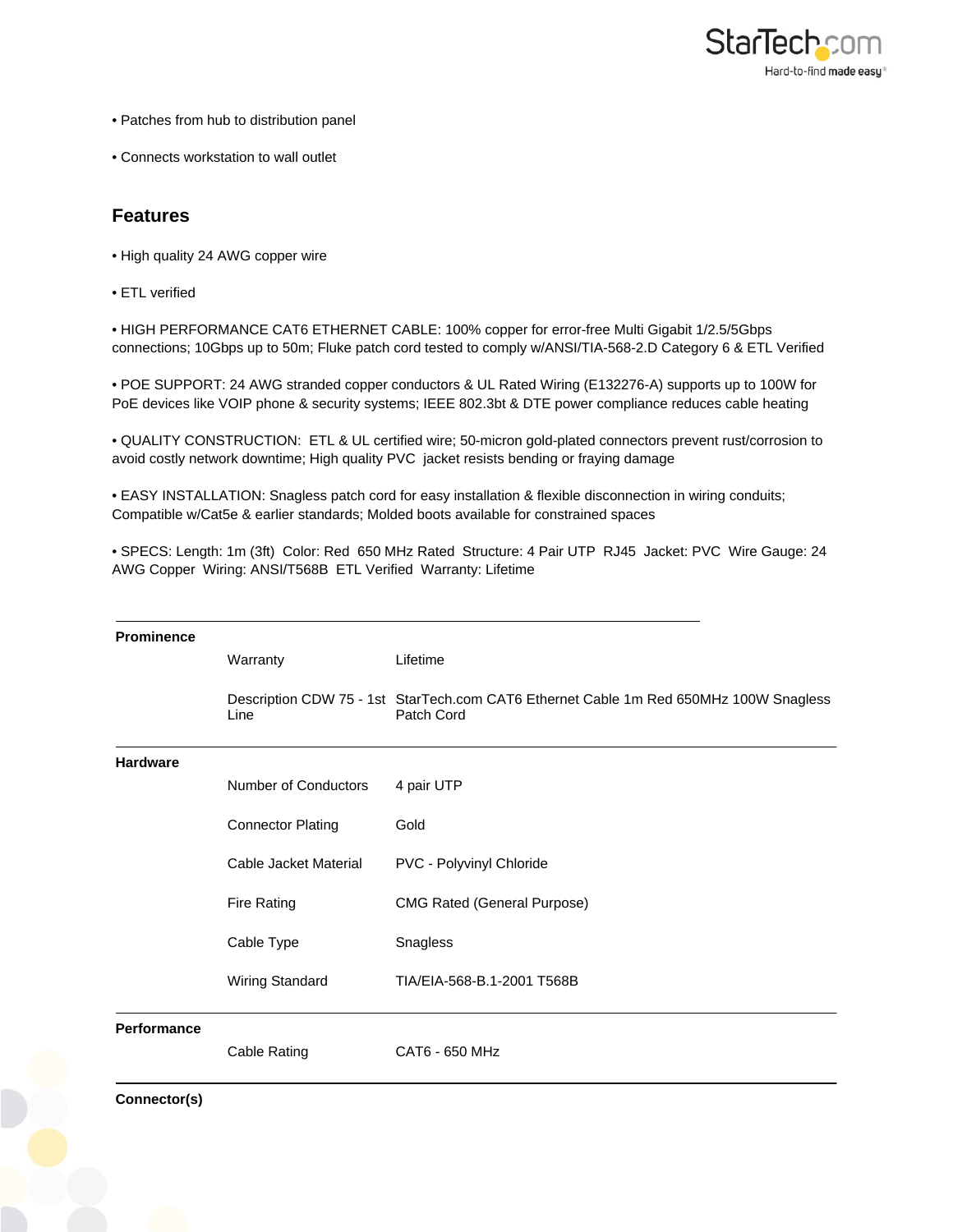• Patches from hub to distribution panel

• Connects workstation to wall outlet

## Features

• High quality 24 AWG copper wire

• ETL verified

• HIGH PERFORMANCE CAT6 ETHERNET CABLE: 100% copper for error-free Multi Gigabit 1/2.5/5Gbps connections; 10Gbps up to 50m; Fluke patch cord tested to comply w/ANSI/TIA-568-2.D Category 6 & ETL Verified

• POE SUPPORT: 24 AWG stranded copper conductors & UL Rated Wiring (E132276-A) supports up to 100W for PoE devices like VOIP phone & security systems; IEEE 802.3bt & DTE power compliance reduces cable heating

• QUALITY CONSTRUCTION: ETL & UL certified wire; 50-micron gold-plated connectors prevent rust/corrosion to avoid costly network downtime; High quality PVC jacket resists bending or fraying damage

• EASY INSTALLATION: Snagless patch cord for easy installation & flexible disconnection in wiring conduits; Compatible w/Cat5e & earlier standards; Molded boots available for constrained spaces

• SPECS: Length: 1m (3ft) Color: Red 650 MHz Rated Structure: 4 Pair UTP RJ45 Jacket: PVC Wire Gauge: 24 AWG Copper Wiring: ANSI/T568B ETL Verified Warranty: Lifetime

| | | |
|---|---|---|
| **Prominence** | | |
| | Warranty | Lifetime |
| | Description CDW 75 - 1st Line | StarTech.com CAT6 Ethernet Cable 1m Red 650MHz 100W Snagless Patch Cord |
| **Hardware** | | |
| | Number of Conductors | 4 pair UTP |
| | Connector Plating | Gold |
| | Cable Jacket Material | PVC - Polyvinyl Chloride |
| | Fire Rating | CMG Rated (General Purpose) |
| | Cable Type | Snagless |
| | Wiring Standard | TIA/EIA-568-B.1-2001 T568B |
| **Performance** | | |
| | Cable Rating | CAT6 - 650 MHz |
| **Connector(s)** | | |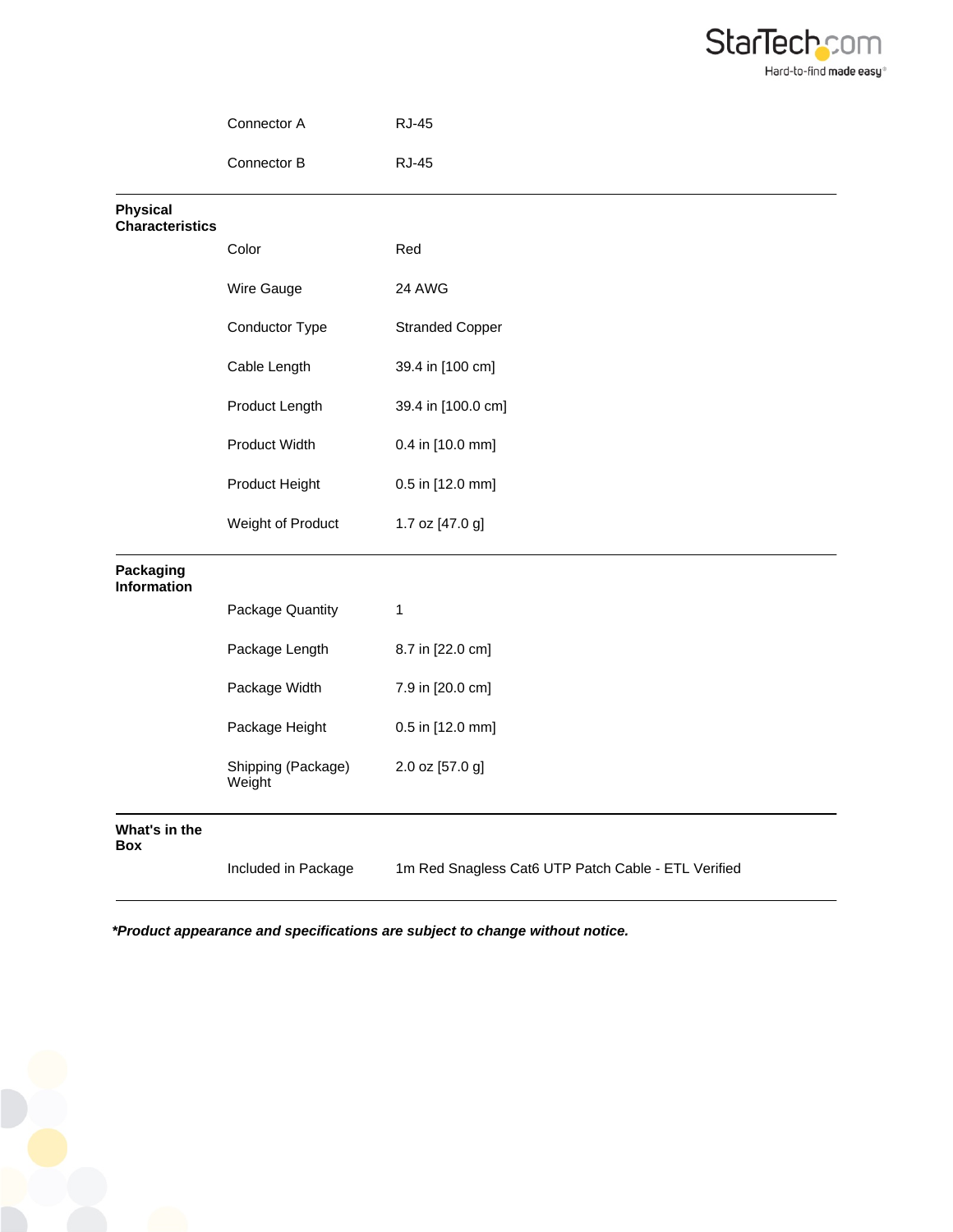| | | |
|---|---|---|
| | Connector A | RJ-45 |
| | Connector B | RJ-45 |
| **Physical Characteristics** | | |
| | Color | Red |
| | Wire Gauge | 24 AWG |
| | Conductor Type | Stranded Copper |
| | Cable Length | 39.4 in [100 cm] |
| | Product Length | 39.4 in [100.0 cm] |
| | Product Width | 0.4 in [10.0 mm] |
| | Product Height | 0.5 in [12.0 mm] |
| | Weight of Product | 1.7 oz [47.0 g] |
| **Packaging Information** | | |
| | Package Quantity | 1 |
| | Package Length | 8.7 in [22.0 cm] |
| | Package Width | 7.9 in [20.0 cm] |
| | Package Height | 0.5 in [12.0 mm] |
| | Shipping (Package) Weight | 2.0 oz [57.0 g] |
| **What's in the Box** | | |
| | Included in Package | 1m Red Snagless Cat6 UTP Patch Cable - ETL Verified |

***Product appearance and specifications are subject to change without notice.***